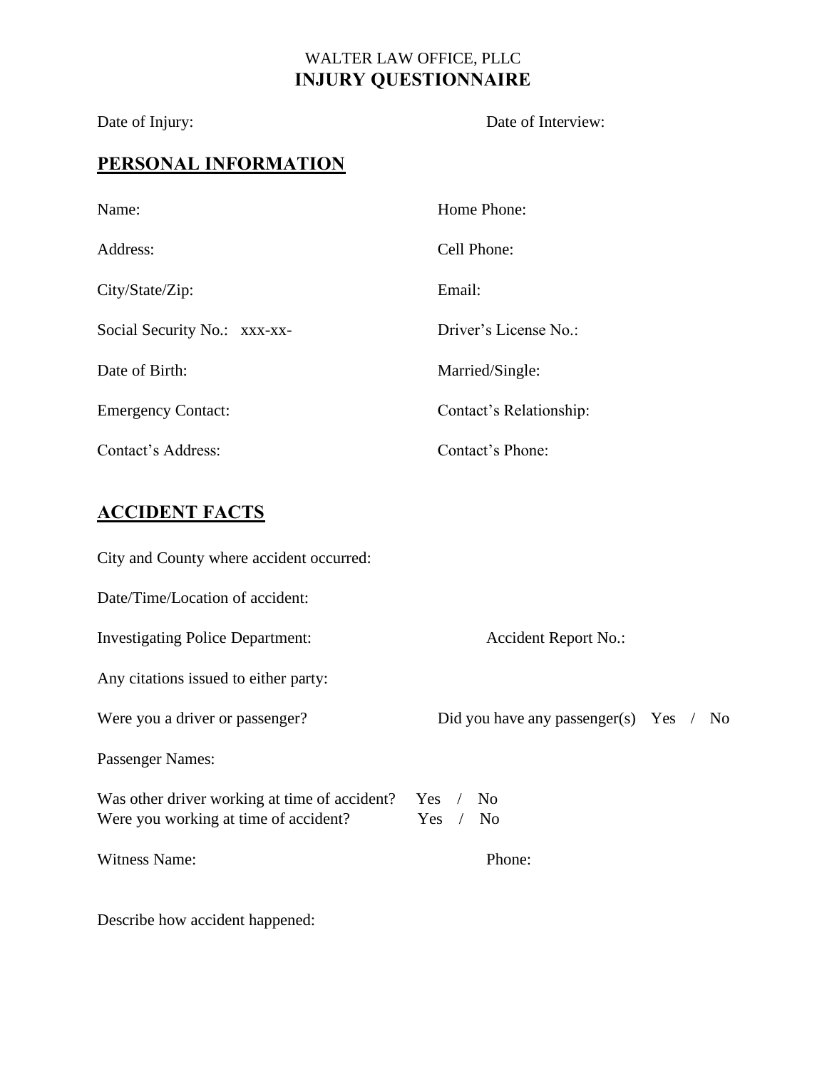WALTER LAW OFFICE, PLLC

# INJURY QUESTIONNAIRE

Date of Injury: Date of Interview:

## PERSONAL INFORMATION

Name: Home Phone:

Address: Cell Phone:

City/State/Zip: Email:

Social Security No.: xxx-xx- Driver's License No.:

Date of Birth: Married/Single:

Emergency Contact: Contact's Relationship:

Contact's Address: Contact's Phone:

## ACCIDENT FACTS

City and County where accident occurred:

Date/Time/Location of accident:

Investigating Police Department: Accident Report No.:

Any citations issued to either party:

Were you a driver or passenger? Did you have any passenger(s) Yes / No

Passenger Names:

Was other driver working at time of accident? Yes / No
Were you working at time of accident? Yes / No

Witness Name: Phone:

Describe how accident happened: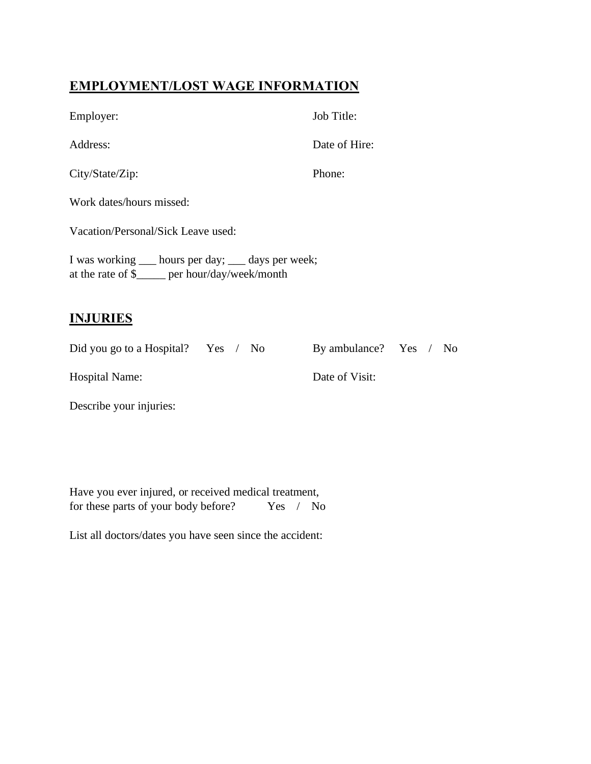## EMPLOYMENT/LOST WAGE INFORMATION

Employer: Job Title:

Address: Date of Hire:

City/State/Zip: Phone:

Work dates/hours missed:

Vacation/Personal/Sick Leave used:

I was working ___ hours per day; ___ days per week;
at the rate of $_____ per hour/day/week/month

## INJURIES

Did you go to a Hospital? Yes / No By ambulance? Yes / No

Hospital Name: Date of Visit:

Describe your injuries:

Have you ever injured, or received medical treatment,
for these parts of your body before? Yes / No

List all doctors/dates you have seen since the accident: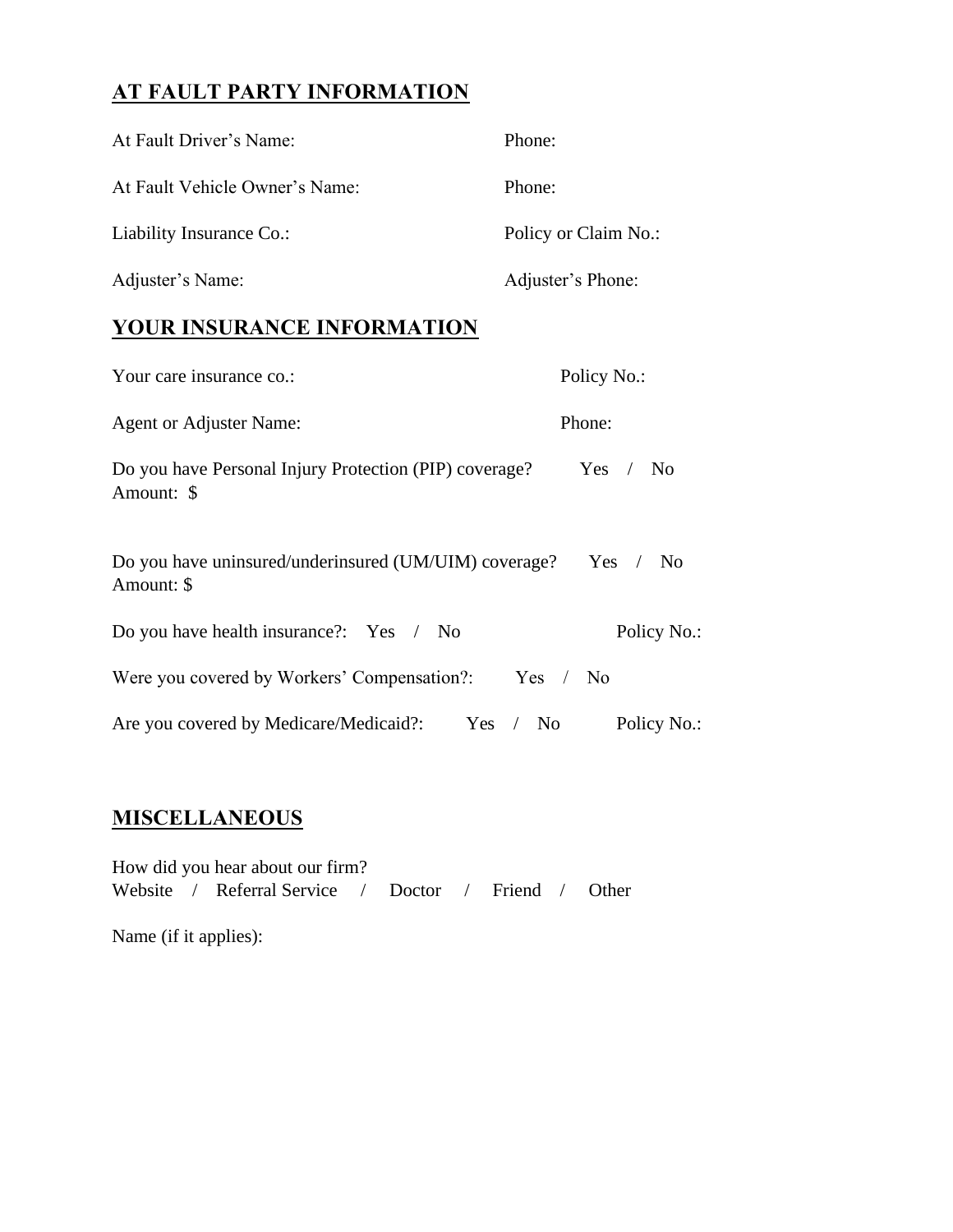## AT FAULT PARTY INFORMATION

At Fault Driver's Name: Phone:

At Fault Vehicle Owner's Name: Phone:

Liability Insurance Co.: Policy or Claim No.:

Adjuster's Name: Adjuster's Phone:

## YOUR INSURANCE INFORMATION

Your care insurance co.: Policy No.:

Agent or Adjuster Name: Phone:

Do you have Personal Injury Protection (PIP) coverage? Yes / No
Amount: $

Do you have uninsured/underinsured (UM/UIM) coverage? Yes / No
Amount: $

Do you have health insurance?: Yes / No Policy No.:

Were you covered by Workers' Compensation?: Yes / No

Are you covered by Medicare/Medicaid?: Yes / No Policy No.:

## MISCELLANEOUS

How did you hear about our firm?
Website / Referral Service / Doctor / Friend / Other

Name (if it applies):